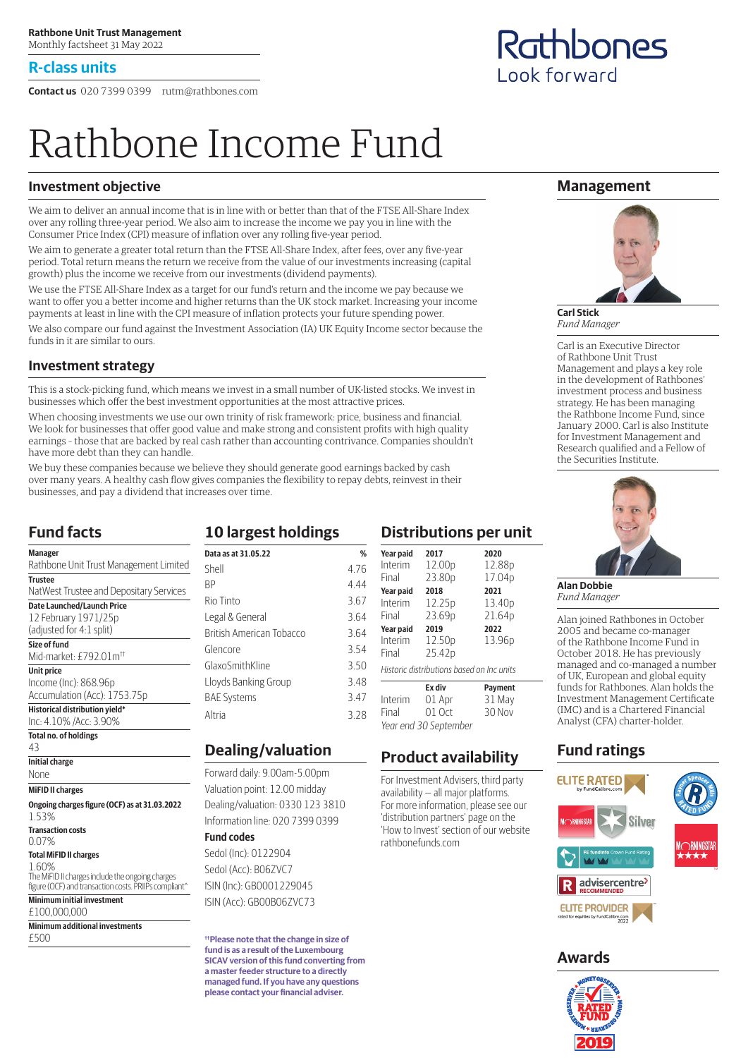**Rathbone Unit Trust Management**
Monthly factsheet 31 May 2022

## R-class units

**Contact us** 020 7399 0399 rutm@rathbones.com

Rathbones
Look forward

# Rathbone Income Fund

## Investment objective

We aim to deliver an annual income that is in line with or better than that of the FTSE All-Share Index over any rolling three-year period. We also aim to increase the income we pay you in line with the Consumer Price Index (CPI) measure of inflation over any rolling five-year period.

We aim to generate a greater total return than the FTSE All-Share Index, after fees, over any five-year period. Total return means the return we receive from the value of our investments increasing (capital growth) plus the income we receive from our investments (dividend payments).

We use the FTSE All-Share Index as a target for our fund's return and the income we pay because we want to offer you a better income and higher returns than the UK stock market. Increasing your income payments at least in line with the CPI measure of inflation protects your future spending power.

We also compare our fund against the Investment Association (IA) UK Equity Income sector because the funds in it are similar to ours.

## Investment strategy

This is a stock-picking fund, which means we invest in a small number of UK-listed stocks. We invest in businesses which offer the best investment opportunities at the most attractive prices.

When choosing investments we use our own trinity of risk framework: price, business and financial. We look for businesses that offer good value and make strong and consistent profits with high quality earnings - those that are backed by real cash rather than accounting contrivance. Companies shouldn't have more debt than they can handle.

We buy these companies because we believe they should generate good earnings backed by cash over many years. A healthy cash flow gives companies the flexibility to repay debts, reinvest in their businesses, and pay a dividend that increases over time.

## Fund facts

**Manager**
Rathbone Unit Trust Management Limited

**Trustee**
NatWest Trustee and Depositary Services

**Date Launched/Launch Price**
12 February 1971/25p
(adjusted for 4:1 split)

**Size of fund**
Mid-market: £792.01m††

**Unit price**
Income (Inc): 868.96p
Accumulation (Acc): 1753.75p

**Historical distribution yield***
Inc: 4.10% /Acc: 3.90%

**Total no. of holdings**
43

**Initial charge**
None

**MiFID II charges**

**Ongoing charges figure (OCF) as at 31.03.2022**
1.53%

**Transaction costs**
0.07%

**Total MiFID II charges**
1.60%
The MiFID II charges include the ongoing charges figure (OCF) and transaction costs. PRIIPs compliant^

**Minimum initial investment**
£100,000,000

**Minimum additional investments**
£500

## 10 largest holdings

| Data as at 31.05.22 | % |
|---|---|
| Shell | 4.76 |
| BP | 4.44 |
| Rio Tinto | 3.67 |
| Legal & General | 3.64 |
| British American Tobacco | 3.64 |
| Glencore | 3.54 |
| GlaxoSmithKline | 3.50 |
| Lloyds Banking Group | 3.48 |
| BAE Systems | 3.47 |
| Altria | 3.28 |

## Dealing/valuation

Forward daily: 9.00am-5.00pm
Valuation point: 12.00 midday
Dealing/valuation: 0330 123 3810
Information line: 020 7399 0399

**Fund codes**

Sedol (Inc): 0122904
Sedol (Acc): B06ZVC7
ISIN (Inc): GB0001229045
ISIN (Acc): GB00B06ZVC73

**††Please note that the change in size of fund is as a result of the Luxembourg SICAV version of this fund converting from a master feeder structure to a directly managed fund. If you have any questions please contact your financial adviser.**

## Distributions per unit

| Year paid | 2017 | Year paid | 2020 |
|---|---|---|---|
| Interim | 12.00p | Interim | 12.88p |
| Final | 23.80p | Final | 17.04p |
| **Year paid** | **2018** | **Year paid** | **2021** |
| Interim | 12.25p | Interim | 13.40p |
| Final | 23.69p | Final | 21.64p |
| **Year paid** | **2019** | **Year paid** | **2022** |
| Interim | 12.50p | Interim | 13.96p |
| Final | 25.42p | | |

*Historic distributions based on Inc units*

| | Ex div | Payment |
|---|---|---|
| Interim | 01 Apr | 31 May |
| Final | 01 Oct | 30 Nov |

*Year end 30 September*

## Product availability

For Investment Advisers, third party availability – all major platforms. For more information, please see our 'distribution partners' page on the 'How to Invest' section of our website rathbonefunds.com

## Management

**Carl Stick**
*Fund Manager*

Carl is an Executive Director of Rathbone Unit Trust Management and plays a key role in the development of Rathbones' investment process and business strategy. He has been managing the Rathbone Income Fund, since January 2000. Carl is also Institute for Investment Management and Research qualified and a Fellow of the Securities Institute.

**Alan Dobbie**
*Fund Manager*

Alan joined Rathbones in October 2005 and became co-manager of the Rathbone Income Fund in October 2018. He has previously managed and co-managed a number of UK, European and global equity funds for Rathbones. Alan holds the Investment Management Certificate (IMC) and is a Chartered Financial Analyst (CFA) charter-holder.

## Fund ratings

ELITE RATED by FundCalibre.com
Rayner Spencer Mills Rated Fund
Morningstar Silver
Morningstar ★★★★
FE fundinfo Crown Fund Rating
adviscentre RECOMMENDED
ELITE PROVIDER rated for equities by FundCalibre.com 2022

## Awards

Moneyobserver Rated Fund 2019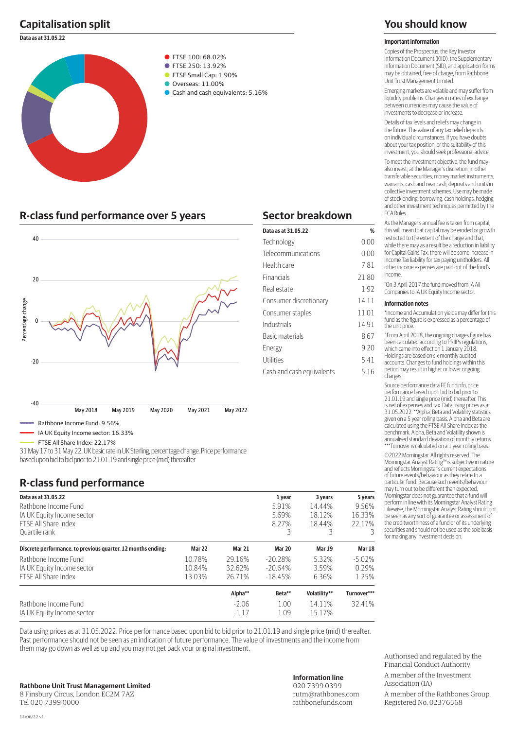## Capitalisation split

**Data as at 31.05.22**

FTSE 100: 68.02%
FTSE 250: 13.92%
FTSE Small Cap: 1.90%
Overseas: 11.00%
Cash and cash equivalents: 5.16%

## R-class fund performance over 5 years

40
20
0
-20
-40
Percentage change
May 2018
May 2019
May 2020
May 2021
May 2022

Rathbone Income Fund: 9.56%
IA UK Equity Income sector: 16.33%
FTSE All Share Index: 22.17%

31 May 17 to 31 May 22, UK basic rate in UK Sterling, percentage change. Price performance based upon bid to bid prior to 21.01.19 and single price (mid) thereafter

## Sector breakdown

| Data as at 31.05.22 | % |
|---|---|
| Technology | 0.00 |
| Telecommunications | 0.00 |
| Health care | 7.81 |
| Financials | 21.80 |
| Real estate | 1.92 |
| Consumer discretionary | 14.11 |
| Consumer staples | 11.01 |
| Industrials | 14.91 |
| Basic materials | 8.67 |
| Energy | 9.20 |
| Utilities | 5.41 |
| Cash and cash equivalents | 5.16 |

## R-class fund performance

| Data as at 31.05.22 | 1 year | 3 years | 5 years |
|---|---|---|---|
| Rathbone Income Fund | 5.91% | 14.44% | 9.56% |
| IA UK Equity Income sector | 5.69% | 18.12% | 16.33% |
| FTSE All Share Index | 8.27% | 18.44% | 22.17% |
| Quartile rank | 3 | 3 | 3 |

| Discrete performance, to previous quarter. 12 months ending: | Mar 22 | Mar 21 | Mar 20 | Mar 19 | Mar 18 |
|---|---|---|---|---|---|
| Rathbone Income Fund | 10.78% | 29.16% | -20.28% | 5.32% | -5.02% |
| IA UK Equity Income sector | 10.84% | 32.62% | -20.64% | 3.59% | 0.29% |
| FTSE All Share Index | 13.03% | 26.71% | -18.45% | 6.36% | 1.25% |

| | Alpha** | Beta** | Volatility** | Turnover*** |
|---|---|---|---|---|
| Rathbone Income Fund | -2.06 | 1.00 | 14.11% | 32.41% |
| IA UK Equity Income sector | -1.17 | 1.09 | 15.17% | |

Data using prices as at 31.05.2022. Price performance based upon bid to bid prior to 21.01.19 and single price (mid) thereafter. Past performance should not be seen as an indication of future performance. The value of investments and the income from them may go down as well as up and you may not get back your original investment.

## You should know

### Important information

Copies of the Prospectus, the Key Investor Information Document (KIID), the Supplementary Information Document (SID), and application forms may be obtained, free of charge, from Rathbone Unit Trust Management Limited.

Emerging markets are volatile and may suffer from liquidity problems. Changes in rates of exchange between currencies may cause the value of investments to decrease or increase.

Details of tax levels and reliefs may change in the future. The value of any tax relief depends on individual circumstances. If you have doubts about your tax position, or the suitability of this investment, you should seek professional advice.

To meet the investment objective, the fund may also invest, at the Manager's discretion, in other transferable securities, money market instruments, warrants, cash and near cash, deposits and units in collective investment schemes. Use may be made of stocklending, borrowing, cash holdings, hedging and other investment techniques permitted by the FCA Rules.

As the Manager's annual fee is taken from capital, this will mean that capital may be eroded or growth restricted to the extent of the charge and that, while there may as a result be a reduction in liability for Capital Gains Tax, there will be some increase in Income Tax liability for tax paying unitholders. All other income expenses are paid out of the fund's income.

†On 3 April 2017 the fund moved from IA All Companies to IA UK Equity Income sector.

### Information notes

*Income and Accumulation yields may differ for this fund as the figure is expressed as a percentage of the unit price.

^From April 2018, the ongoing charges figure has been calculated according to PRIIPs regulations, which came into effect on 1 January 2018. Holdings are based on six monthly audited accounts. Changes to fund holdings within this period may result in higher or lower ongoing charges.

Source performance data FE fundinfo, price performance based upon bid to bid prior to 21.01.19 and single price (mid) thereafter. This is net of expenses and tax. Data using prices as at 31.05.2022. **Alpha, Beta and Volatility statistics given on a 5 year rolling basis. Alpha and Beta are calculated using the FTSE All-Share Index as the benchmark. Alpha, Beta and Volatility shown is annualised standard deviation of monthly returns. ***Turnover is calculated on a 1 year rolling basis.

©2022 Morningstar. All rights reserved. The Morningstar Analyst Rating™ is subjective in nature and reflects Morningstar's current expectations of future events/behaviour as they relate to a particular fund. Because such events/behaviour may turn out to be different than expected, Morningstar does not guarantee that a fund will perform in line with its Morningstar Analyst Rating. Likewise, the Morningstar Analyst Rating should not be seen as any sort of guarantee or assessment of the creditworthiness of a fund or of its underlying securities and should not be used as the sole basis for making any investment decision.

**Rathbone Unit Trust Management Limited**
8 Finsbury Circus, London EC2M 7AZ
Tel 020 7399 0000

**Information line**
020 7399 0399
rutm@rathbones.com
rathbonefunds.com

Authorised and regulated by the Financial Conduct Authority

A member of the Investment Association (IA)

A member of the Rathbones Group. Registered No. 02376568

14/06/22 v1